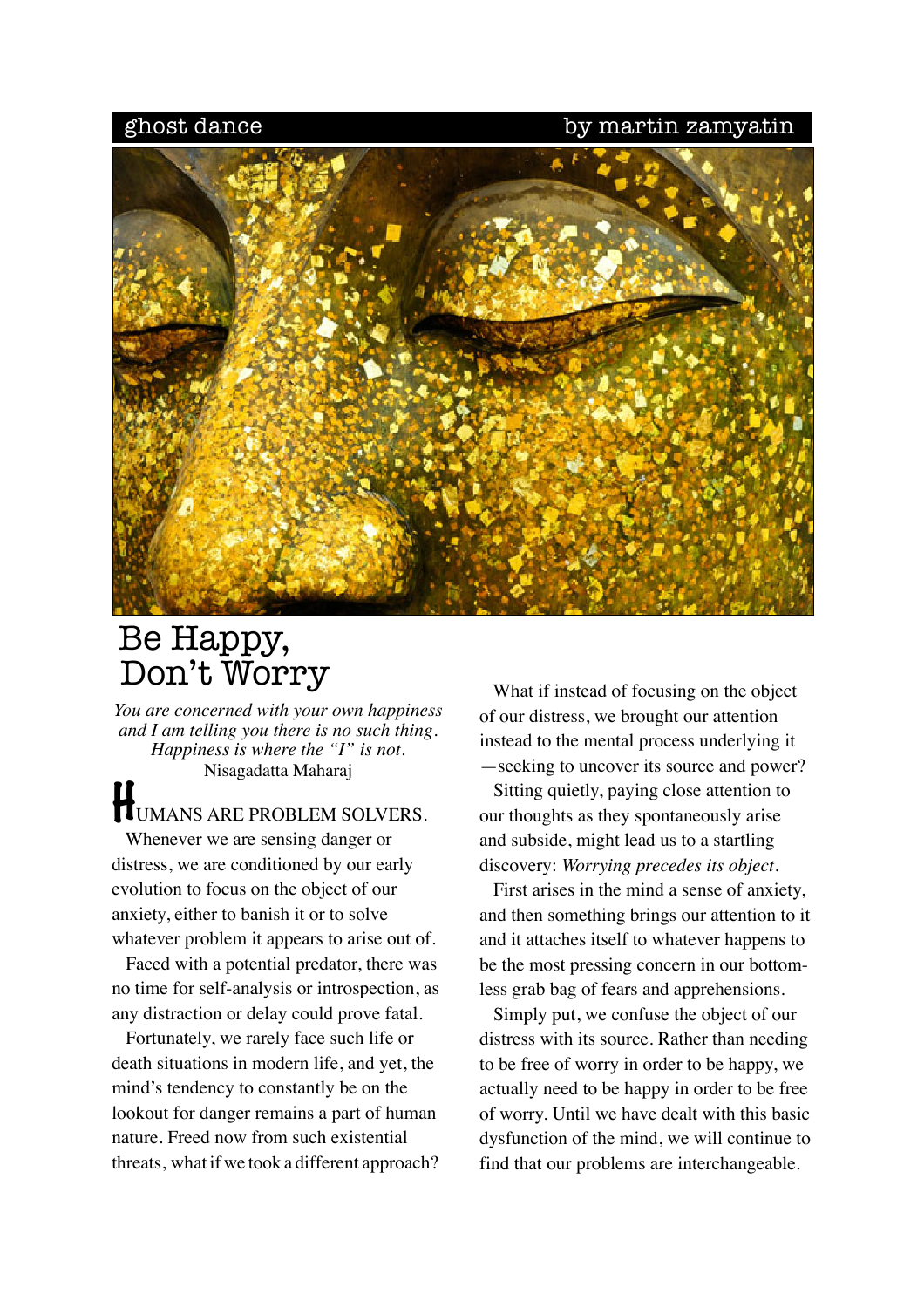ghost dance — by martin zamyatin

# Be Happy, Don't Worry

*You are concerned with your own happiness and I am telling you there is no such thing. Happiness is where the "I" is not.*
Nisagadatta Maharaj

HUMANS ARE PROBLEM SOLVERS.

Whenever we are sensing danger or distress, we are conditioned by our early evolution to focus on the object of our anxiety, either to banish it or to solve whatever problem it appears to arise out of.

Faced with a potential predator, there was no time for self-analysis or introspection, as any distraction or delay could prove fatal.

Fortunately, we rarely face such life or death situations in modern life, and yet, the mind's tendency to constantly be on the lookout for danger remains a part of human nature. Freed now from such existential threats, what if we took a different approach?

What if instead of focusing on the object of our distress, we brought our attention instead to the mental process underlying it —seeking to uncover its source and power?

Sitting quietly, paying close attention to our thoughts as they spontaneously arise and subside, might lead us to a startling discovery: *Worrying precedes its object*.

First arises in the mind a sense of anxiety, and then something brings our attention to it and it attaches itself to whatever happens to be the most pressing concern in our bottomless grab bag of fears and apprehensions.

Simply put, we confuse the object of our distress with its source. Rather than needing to be free of worry in order to be happy, we actually need to be happy in order to be free of worry. Until we have dealt with this basic dysfunction of the mind, we will continue to find that our problems are interchangeable.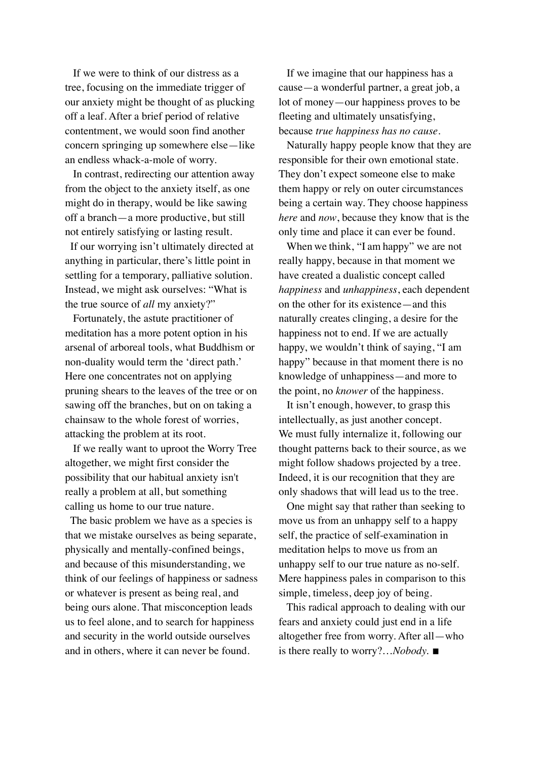If we were to think of our distress as a tree, focusing on the immediate trigger of our anxiety might be thought of as plucking off a leaf. After a brief period of relative contentment, we would soon find another concern springing up somewhere else—like an endless whack-a-mole of worry.

In contrast, redirecting our attention away from the object to the anxiety itself, as one might do in therapy, would be like sawing off a branch—a more productive, but still not entirely satisfying or lasting result.

If our worrying isn't ultimately directed at anything in particular, there's little point in settling for a temporary, palliative solution. Instead, we might ask ourselves: "What is the true source of *all* my anxiety?"

Fortunately, the astute practitioner of meditation has a more potent option in his arsenal of arboreal tools, what Buddhism or non-duality would term the 'direct path.' Here one concentrates not on applying pruning shears to the leaves of the tree or on sawing off the branches, but on on taking a chainsaw to the whole forest of worries, attacking the problem at its root.

If we really want to uproot the Worry Tree altogether, we might first consider the possibility that our habitual anxiety isn't really a problem at all, but something calling us home to our true nature.

The basic problem we have as a species is that we mistake ourselves as being separate, physically and mentally-confined beings, and because of this misunderstanding, we think of our feelings of happiness or sadness or whatever is present as being real, and being ours alone. That misconception leads us to feel alone, and to search for happiness and security in the world outside ourselves and in others, where it can never be found.

If we imagine that our happiness has a cause—a wonderful partner, a great job, a lot of money—our happiness proves to be fleeting and ultimately unsatisfying, because *true happiness has no cause*.

Naturally happy people know that they are responsible for their own emotional state. They don't expect someone else to make them happy or rely on outer circumstances being a certain way. They choose happiness *here* and *now*, because they know that is the only time and place it can ever be found.

When we think, "I am happy" we are not really happy, because in that moment we have created a dualistic concept called *happiness* and *unhappiness*, each dependent on the other for its existence—and this naturally creates clinging, a desire for the happiness not to end. If we are actually happy, we wouldn't think of saying, "I am happy" because in that moment there is no knowledge of unhappiness—and more to the point, no *knower* of the happiness.

It isn't enough, however, to grasp this intellectually, as just another concept. We must fully internalize it, following our thought patterns back to their source, as we might follow shadows projected by a tree. Indeed, it is our recognition that they are only shadows that will lead us to the tree.

One might say that rather than seeking to move us from an unhappy self to a happy self, the practice of self-examination in meditation helps to move us from an unhappy self to our true nature as no-self. Mere happiness pales in comparison to this simple, timeless, deep joy of being.

This radical approach to dealing with our fears and anxiety could just end in a life altogether free from worry. After all—who is there really to worry?…*Nobody.* ■